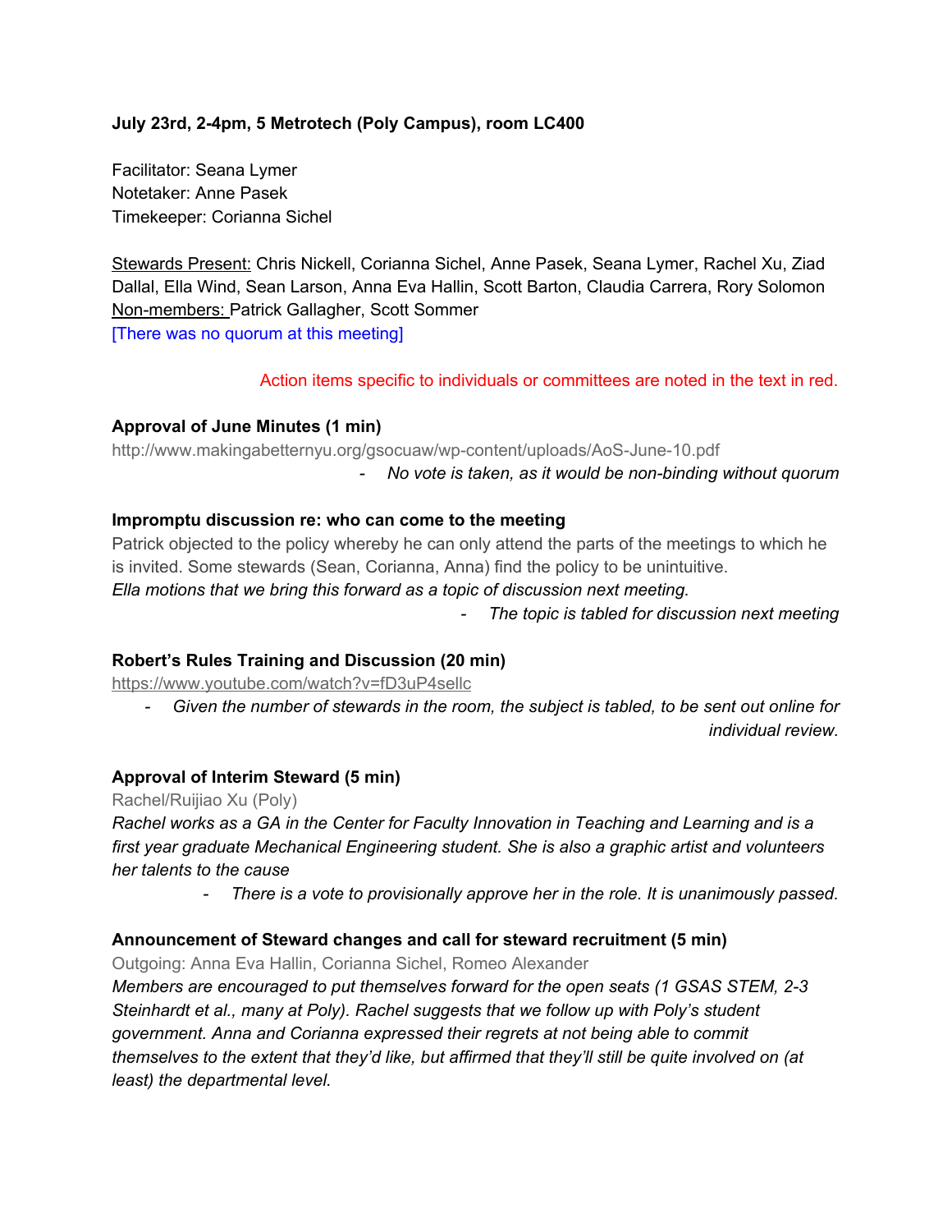**July 23rd, 2-4pm, 5 Metrotech (Poly Campus), room LC400**

Facilitator: Seana Lymer
Notetaker: Anne Pasek
Timekeeper: Corianna Sichel

Stewards Present: Chris Nickell, Corianna Sichel, Anne Pasek, Seana Lymer, Rachel Xu, Ziad Dallal, Ella Wind, Sean Larson, Anna Eva Hallin, Scott Barton, Claudia Carrera, Rory Solomon
Non-members: Patrick Gallagher, Scott Sommer
[There was no quorum at this meeting]

Action items specific to individuals or committees are noted in the text in red.

**Approval of June Minutes (1 min)**

http://www.makingabetternyu.org/gsocuaw/wp-content/uploads/AoS-June-10.pdf

- *No vote is taken, as it would be non-binding without quorum*

**Impromptu discussion re: who can come to the meeting**

Patrick objected to the policy whereby he can only attend the parts of the meetings to which he is invited. Some stewards (Sean, Corianna, Anna) find the policy to be unintuitive.
*Ella motions that we bring this forward as a topic of discussion next meeting.*

- *The topic is tabled for discussion next meeting*

**Robert's Rules Training and Discussion (20 min)**

https://www.youtube.com/watch?v=fD3uP4sellc

- *Given the number of stewards in the room, the subject is tabled, to be sent out online for individual review.*

**Approval of Interim Steward (5 min)**

Rachel/Ruijiao Xu (Poly)

*Rachel works as a GA in the Center for Faculty Innovation in Teaching and Learning and is a first year graduate Mechanical Engineering student. She is also a graphic artist and volunteers her talents to the cause*

- *There is a vote to provisionally approve her in the role. It is unanimously passed.*

**Announcement of Steward changes and call for steward recruitment (5 min)**

Outgoing: Anna Eva Hallin, Corianna Sichel, Romeo Alexander

*Members are encouraged to put themselves forward for the open seats (1 GSAS STEM, 2-3 Steinhardt et al., many at Poly). Rachel suggests that we follow up with Poly's student government. Anna and Corianna expressed their regrets at not being able to commit themselves to the extent that they'd like, but affirmed that they'll still be quite involved on (at least) the departmental level.*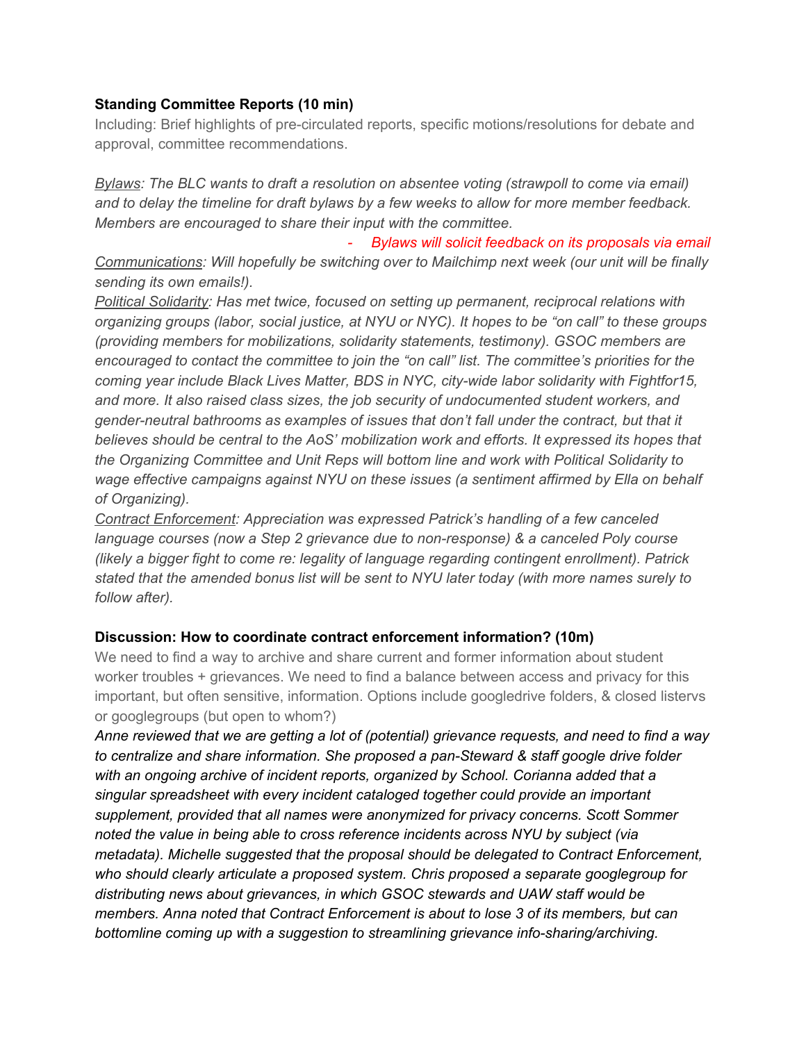**Standing Committee Reports (10 min)**

Including: Brief highlights of pre-circulated reports, specific motions/resolutions for debate and approval, committee recommendations.

*Bylaws: The BLC wants to draft a resolution on absentee voting (strawpoll to come via email) and to delay the timeline for draft bylaws by a few weeks to allow for more member feedback. Members are encouraged to share their input with the committee.*

- *Bylaws will solicit feedback on its proposals via email*

*Communications: Will hopefully be switching over to Mailchimp next week (our unit will be finally sending its own emails!).*

*Political Solidarity: Has met twice, focused on setting up permanent, reciprocal relations with organizing groups (labor, social justice, at NYU or NYC). It hopes to be "on call" to these groups (providing members for mobilizations, solidarity statements, testimony). GSOC members are encouraged to contact the committee to join the "on call" list. The committee's priorities for the coming year include Black Lives Matter, BDS in NYC, city-wide labor solidarity with Fightfor15, and more. It also raised class sizes, the job security of undocumented student workers, and gender-neutral bathrooms as examples of issues that don't fall under the contract, but that it believes should be central to the AoS' mobilization work and efforts. It expressed its hopes that the Organizing Committee and Unit Reps will bottom line and work with Political Solidarity to wage effective campaigns against NYU on these issues (a sentiment affirmed by Ella on behalf of Organizing).*

*Contract Enforcement: Appreciation was expressed Patrick's handling of a few canceled language courses (now a Step 2 grievance due to non-response) & a canceled Poly course (likely a bigger fight to come re: legality of language regarding contingent enrollment). Patrick stated that the amended bonus list will be sent to NYU later today (with more names surely to follow after).*

**Discussion: How to coordinate contract enforcement information? (10m)**

We need to find a way to archive and share current and former information about student worker troubles + grievances. We need to find a balance between access and privacy for this important, but often sensitive, information. Options include googledrive folders, & closed listervs or googlegroups (but open to whom?)

*Anne reviewed that we are getting a lot of (potential) grievance requests, and need to find a way to centralize and share information. She proposed a pan-Steward & staff google drive folder with an ongoing archive of incident reports, organized by School. Corianna added that a singular spreadsheet with every incident cataloged together could provide an important supplement, provided that all names were anonymized for privacy concerns. Scott Sommer noted the value in being able to cross reference incidents across NYU by subject (via metadata). Michelle suggested that the proposal should be delegated to Contract Enforcement, who should clearly articulate a proposed system. Chris proposed a separate googlegroup for distributing news about grievances, in which GSOC stewards and UAW staff would be members. Anna noted that Contract Enforcement is about to lose 3 of its members, but can bottomline coming up with a suggestion to streamlining grievance info-sharing/archiving.*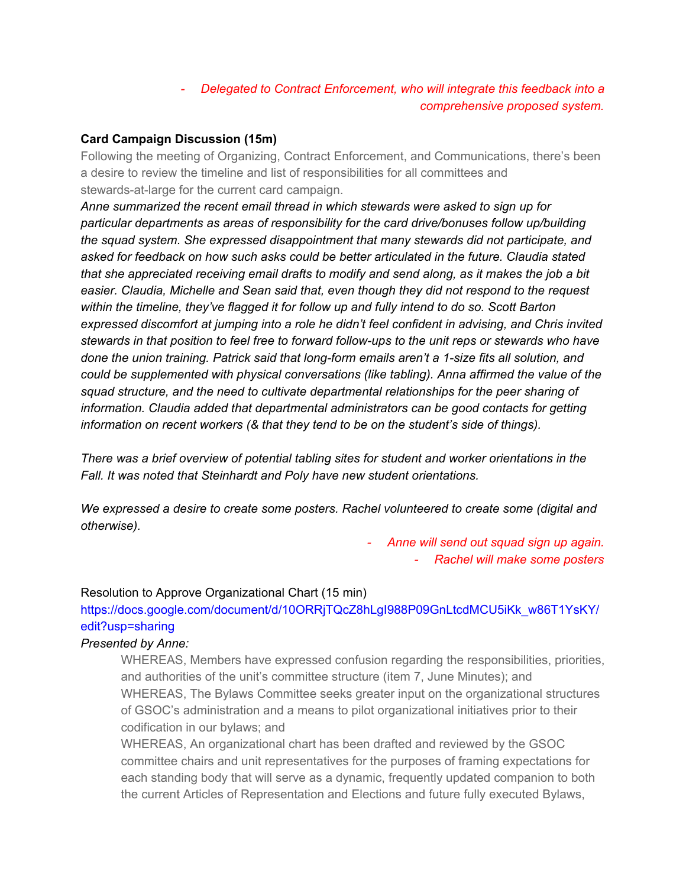- *Delegated to Contract Enforcement, who will integrate this feedback into a comprehensive proposed system.*

**Card Campaign Discussion (15m)**

Following the meeting of Organizing, Contract Enforcement, and Communications, there's been a desire to review the timeline and list of responsibilities for all committees and stewards-at-large for the current card campaign.

*Anne summarized the recent email thread in which stewards were asked to sign up for particular departments as areas of responsibility for the card drive/bonuses follow up/building the squad system. She expressed disappointment that many stewards did not participate, and asked for feedback on how such asks could be better articulated in the future. Claudia stated that she appreciated receiving email drafts to modify and send along, as it makes the job a bit easier. Claudia, Michelle and Sean said that, even though they did not respond to the request within the timeline, they've flagged it for follow up and fully intend to do so. Scott Barton expressed discomfort at jumping into a role he didn't feel confident in advising, and Chris invited stewards in that position to feel free to forward follow-ups to the unit reps or stewards who have done the union training. Patrick said that long-form emails aren't a 1-size fits all solution, and could be supplemented with physical conversations (like tabling). Anna affirmed the value of the squad structure, and the need to cultivate departmental relationships for the peer sharing of information. Claudia added that departmental administrators can be good contacts for getting information on recent workers (& that they tend to be on the student's side of things).*

*There was a brief overview of potential tabling sites for student and worker orientations in the Fall. It was noted that Steinhardt and Poly have new student orientations.*

*We expressed a desire to create some posters. Rachel volunteered to create some (digital and otherwise).*

- *Anne will send out squad sign up again.*
- *Rachel will make some posters*

Resolution to Approve Organizational Chart (15 min)

https://docs.google.com/document/d/10ORRjTQcZ8hLgI988P09GnLtcdMCU5iKk_w86T1YsKY/edit?usp=sharing

*Presented by Anne:*

> WHEREAS, Members have expressed confusion regarding the responsibilities, priorities, and authorities of the unit's committee structure (item 7, June Minutes); and
> WHEREAS, The Bylaws Committee seeks greater input on the organizational structures of GSOC's administration and a means to pilot organizational initiatives prior to their codification in our bylaws; and
> WHEREAS, An organizational chart has been drafted and reviewed by the GSOC committee chairs and unit representatives for the purposes of framing expectations for each standing body that will serve as a dynamic, frequently updated companion to both the current Articles of Representation and Elections and future fully executed Bylaws,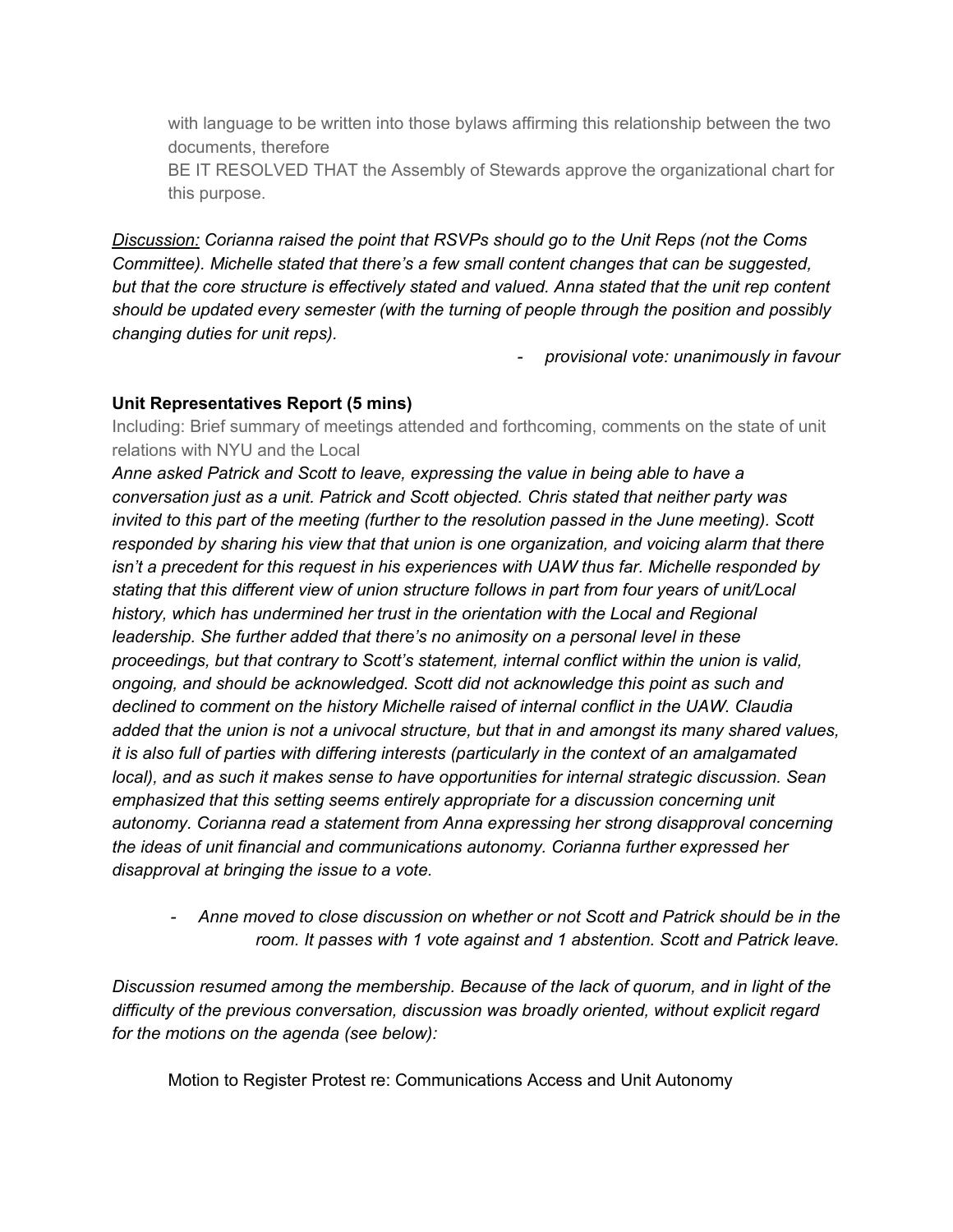with language to be written into those bylaws affirming this relationship between the two documents, therefore
BE IT RESOLVED THAT the Assembly of Stewards approve the organizational chart for this purpose.

*<u>Discussion:</u> Corianna raised the point that RSVPs should go to the Unit Reps (not the Coms Committee). Michelle stated that there's a few small content changes that can be suggested, but that the core structure is effectively stated and valued. Anna stated that the unit rep content should be updated every semester (with the turning of people through the position and possibly changing duties for unit reps).*

- *provisional vote: unanimously in favour*

**Unit Representatives Report (5 mins)**

Including: Brief summary of meetings attended and forthcoming, comments on the state of unit relations with NYU and the Local

*Anne asked Patrick and Scott to leave, expressing the value in being able to have a conversation just as a unit. Patrick and Scott objected. Chris stated that neither party was invited to this part of the meeting (further to the resolution passed in the June meeting). Scott responded by sharing his view that that union is one organization, and voicing alarm that there isn't a precedent for this request in his experiences with UAW thus far. Michelle responded by stating that this different view of union structure follows in part from four years of unit/Local history, which has undermined her trust in the orientation with the Local and Regional leadership. She further added that there's no animosity on a personal level in these proceedings, but that contrary to Scott's statement, internal conflict within the union is valid, ongoing, and should be acknowledged. Scott did not acknowledge this point as such and declined to comment on the history Michelle raised of internal conflict in the UAW. Claudia added that the union is not a univocal structure, but that in and amongst its many shared values, it is also full of parties with differing interests (particularly in the context of an amalgamated local), and as such it makes sense to have opportunities for internal strategic discussion. Sean emphasized that this setting seems entirely appropriate for a discussion concerning unit autonomy. Corianna read a statement from Anna expressing her strong disapproval concerning the ideas of unit financial and communications autonomy. Corianna further expressed her disapproval at bringing the issue to a vote.*

- *Anne moved to close discussion on whether or not Scott and Patrick should be in the room. It passes with 1 vote against and 1 abstention. Scott and Patrick leave.*

*Discussion resumed among the membership. Because of the lack of quorum, and in light of the difficulty of the previous conversation, discussion was broadly oriented, without explicit regard for the motions on the agenda (see below):*

Motion to Register Protest re: Communications Access and Unit Autonomy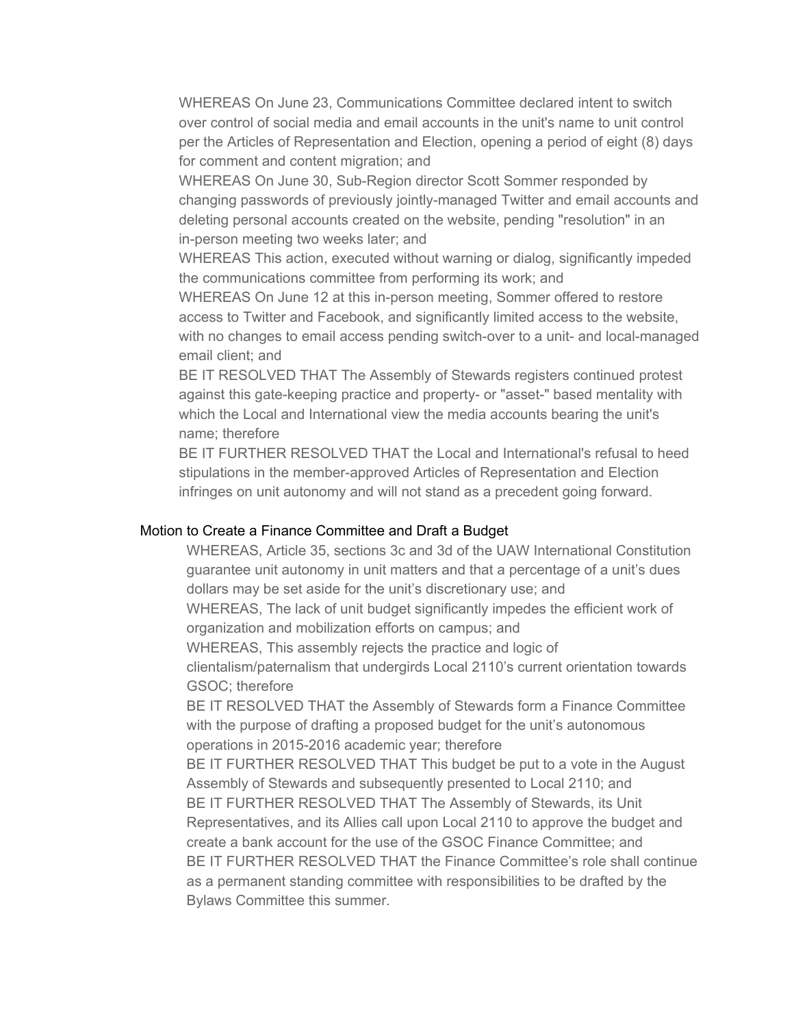WHEREAS On June 23, Communications Committee declared intent to switch over control of social media and email accounts in the unit's name to unit control per the Articles of Representation and Election, opening a period of eight (8) days for comment and content migration; and

WHEREAS On June 30, Sub-Region director Scott Sommer responded by changing passwords of previously jointly-managed Twitter and email accounts and deleting personal accounts created on the website, pending "resolution" in an in-person meeting two weeks later; and

WHEREAS This action, executed without warning or dialog, significantly impeded the communications committee from performing its work; and

WHEREAS On June 12 at this in-person meeting, Sommer offered to restore access to Twitter and Facebook, and significantly limited access to the website, with no changes to email access pending switch-over to a unit- and local-managed email client; and

BE IT RESOLVED THAT The Assembly of Stewards registers continued protest against this gate-keeping practice and property- or "asset-" based mentality with which the Local and International view the media accounts bearing the unit's name; therefore

BE IT FURTHER RESOLVED THAT the Local and International's refusal to heed stipulations in the member-approved Articles of Representation and Election infringes on unit autonomy and will not stand as a precedent going forward.

## Motion to Create a Finance Committee and Draft a Budget

WHEREAS, Article 35, sections 3c and 3d of the UAW International Constitution guarantee unit autonomy in unit matters and that a percentage of a unit's dues dollars may be set aside for the unit's discretionary use; and

WHEREAS, The lack of unit budget significantly impedes the efficient work of organization and mobilization efforts on campus; and

WHEREAS, This assembly rejects the practice and logic of clientalism/paternalism that undergirds Local 2110's current orientation towards GSOC; therefore

BE IT RESOLVED THAT the Assembly of Stewards form a Finance Committee with the purpose of drafting a proposed budget for the unit's autonomous operations in 2015-2016 academic year; therefore

BE IT FURTHER RESOLVED THAT This budget be put to a vote in the August Assembly of Stewards and subsequently presented to Local 2110; and

BE IT FURTHER RESOLVED THAT The Assembly of Stewards, its Unit Representatives, and its Allies call upon Local 2110 to approve the budget and create a bank account for the use of the GSOC Finance Committee; and

BE IT FURTHER RESOLVED THAT the Finance Committee's role shall continue as a permanent standing committee with responsibilities to be drafted by the Bylaws Committee this summer.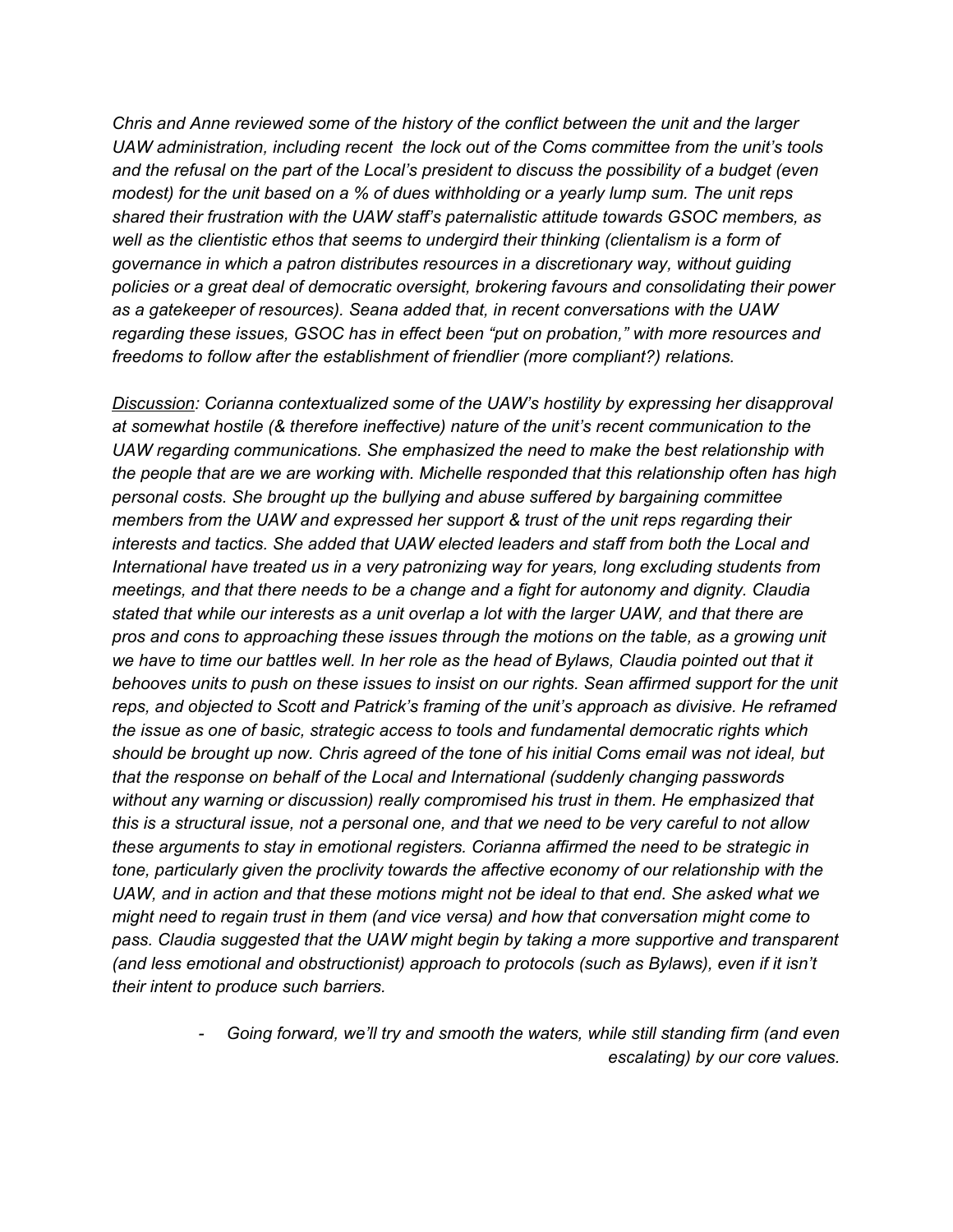*Chris and Anne reviewed some of the history of the conflict between the unit and the larger UAW administration, including recent  the lock out of the Coms committee from the unit's tools and the refusal on the part of the Local's president to discuss the possibility of a budget (even modest) for the unit based on a % of dues withholding or a yearly lump sum. The unit reps shared their frustration with the UAW staff's paternalistic attitude towards GSOC members, as well as the clientistic ethos that seems to undergird their thinking (clientalism is a form of governance in which a patron distributes resources in a discretionary way, without guiding policies or a great deal of democratic oversight, brokering favours and consolidating their power as a gatekeeper of resources). Seana added that, in recent conversations with the UAW regarding these issues, GSOC has in effect been "put on probation," with more resources and freedoms to follow after the establishment of friendlier (more compliant?) relations.*

*<u>Discussion</u>: Corianna contextualized some of the UAW's hostility by expressing her disapproval at somewhat hostile (& therefore ineffective) nature of the unit's recent communication to the UAW regarding communications. She emphasized the need to make the best relationship with the people that are we are working with. Michelle responded that this relationship often has high personal costs. She brought up the bullying and abuse suffered by bargaining committee members from the UAW and expressed her support & trust of the unit reps regarding their interests and tactics. She added that UAW elected leaders and staff from both the Local and International have treated us in a very patronizing way for years, long excluding students from meetings, and that there needs to be a change and a fight for autonomy and dignity. Claudia stated that while our interests as a unit overlap a lot with the larger UAW, and that there are pros and cons to approaching these issues through the motions on the table, as a growing unit we have to time our battles well. In her role as the head of Bylaws, Claudia pointed out that it behooves units to push on these issues to insist on our rights. Sean affirmed support for the unit reps, and objected to Scott and Patrick's framing of the unit's approach as divisive. He reframed the issue as one of basic, strategic access to tools and fundamental democratic rights which should be brought up now. Chris agreed of the tone of his initial Coms email was not ideal, but that the response on behalf of the Local and International (suddenly changing passwords without any warning or discussion) really compromised his trust in them. He emphasized that this is a structural issue, not a personal one, and that we need to be very careful to not allow these arguments to stay in emotional registers. Corianna affirmed the need to be strategic in tone, particularly given the proclivity towards the affective economy of our relationship with the UAW, and in action and that these motions might not be ideal to that end. She asked what we might need to regain trust in them (and vice versa) and how that conversation might come to pass. Claudia suggested that the UAW might begin by taking a more supportive and transparent (and less emotional and obstructionist) approach to protocols (such as Bylaws), even if it isn't their intent to produce such barriers.*

- *Going forward, we'll try and smooth the waters, while still standing firm (and even escalating) by our core values.*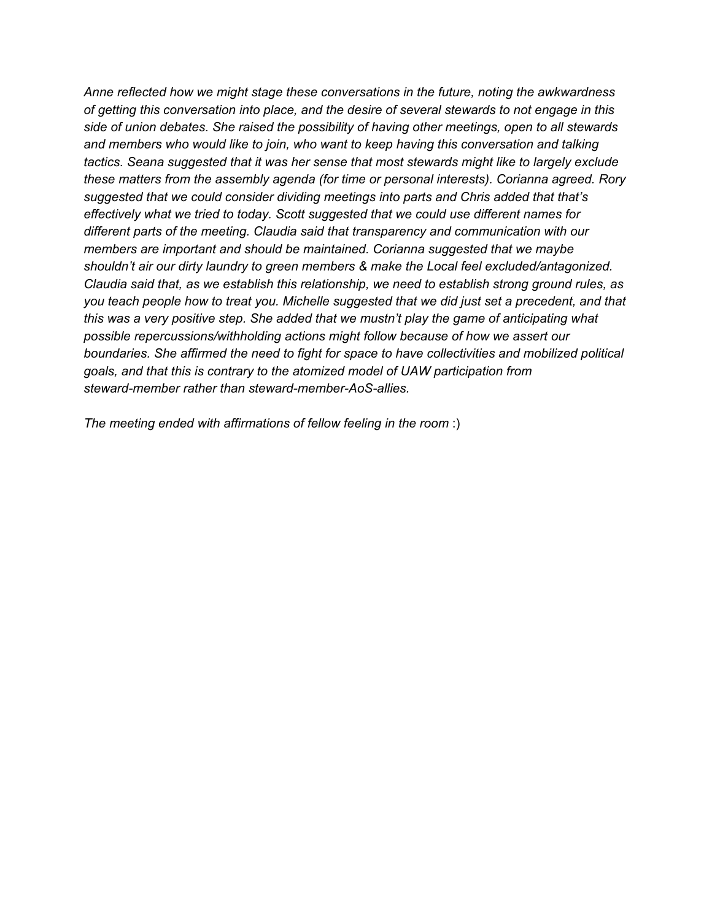*Anne reflected how we might stage these conversations in the future, noting the awkwardness of getting this conversation into place, and the desire of several stewards to not engage in this side of union debates. She raised the possibility of having other meetings, open to all stewards and members who would like to join, who want to keep having this conversation and talking tactics. Seana suggested that it was her sense that most stewards might like to largely exclude these matters from the assembly agenda (for time or personal interests). Corianna agreed. Rory suggested that we could consider dividing meetings into parts and Chris added that that's effectively what we tried to today. Scott suggested that we could use different names for different parts of the meeting. Claudia said that transparency and communication with our members are important and should be maintained. Corianna suggested that we maybe shouldn't air our dirty laundry to green members & make the Local feel excluded/antagonized. Claudia said that, as we establish this relationship, we need to establish strong ground rules, as you teach people how to treat you. Michelle suggested that we did just set a precedent, and that this was a very positive step. She added that we mustn't play the game of anticipating what possible repercussions/withholding actions might follow because of how we assert our boundaries. She affirmed the need to fight for space to have collectivities and mobilized political goals, and that this is contrary to the atomized model of UAW participation from steward-member rather than steward-member-AoS-allies.*

*The meeting ended with affirmations of fellow feeling in the room* :)